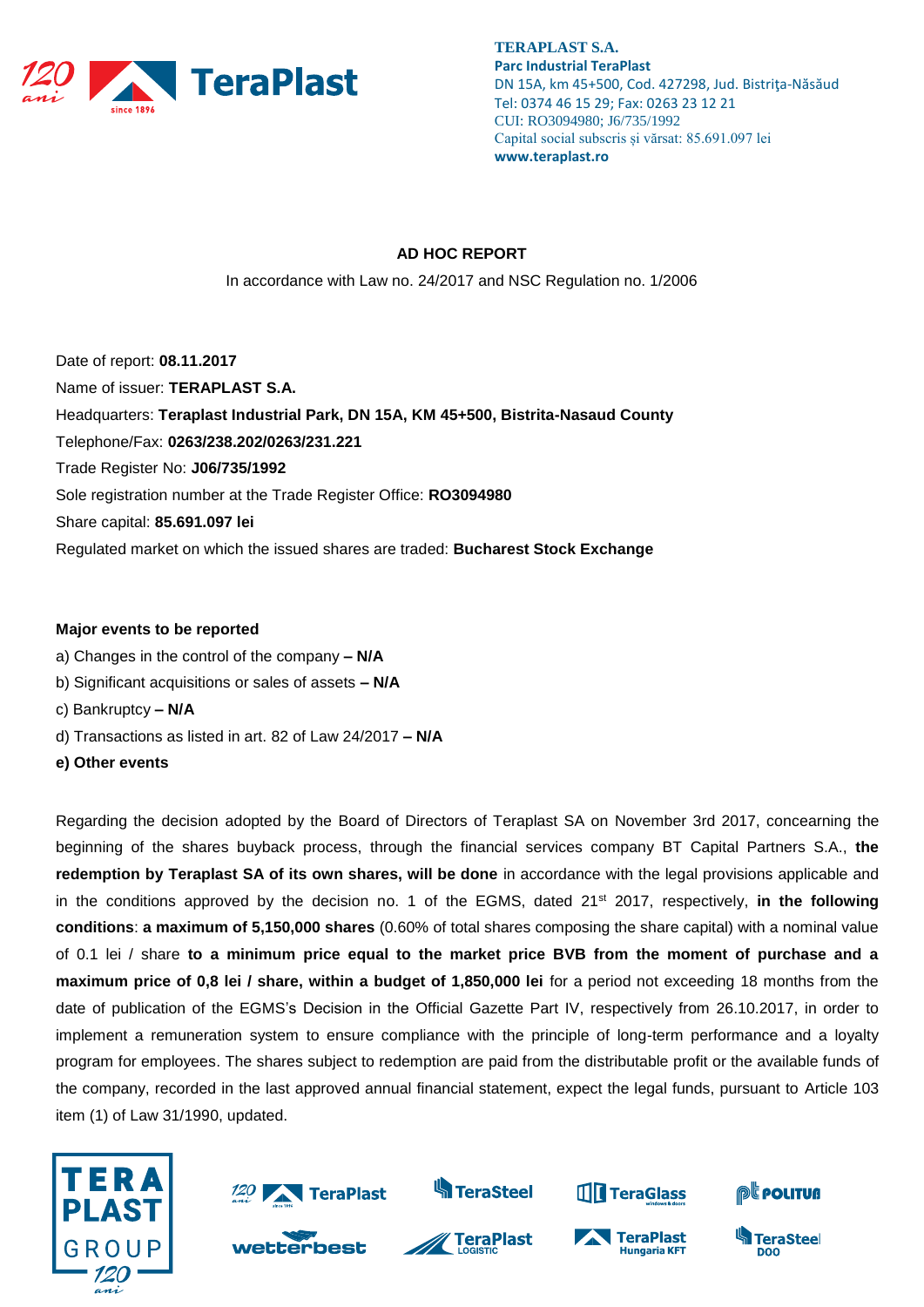**TERAPLAST S.A.**
**Parc Industrial TeraPlast**
DN 15A, km 45+500, Cod. 427298, Jud. Bistriţa-Năsăud
Tel: 0374 46 15 29; Fax: 0263 23 12 21
CUI: RO3094980; J6/735/1992
Capital social subscris şi vărsat: 85.691.097 lei
**www.teraplast.ro**

**AD HOC REPORT**

In accordance with Law no. 24/2017 and NSC Regulation no. 1/2006

Date of report: **08.11.2017**
Name of issuer: **TERAPLAST S.A.**
Headquarters: **Teraplast Industrial Park, DN 15A, KM 45+500, Bistrita-Nasaud County**
Telephone/Fax: **0263/238.202/0263/231.221**
Trade Register No: **J06/735/1992**
Sole registration number at the Trade Register Office: **RO3094980**
Share capital: **85.691.097 lei**
Regulated market on which the issued shares are traded: **Bucharest Stock Exchange**

**Major events to be reported**

a) Changes in the control of the company **– N/A**
b) Significant acquisitions or sales of assets **– N/A**
c) Bankruptcy **– N/A**
d) Transactions as listed in art. 82 of Law 24/2017 **– N/A**
**e) Other events**

Regarding the decision adopted by the Board of Directors of Teraplast SA on November 3rd 2017, concearning the beginning of the shares buyback process, through the financial services company BT Capital Partners S.A., **the redemption by Teraplast SA of its own shares, will be done** in accordance with the legal provisions applicable and in the conditions approved by the decision no. 1 of the EGMS, dated 21st 2017, respectively, **in the following conditions**: **a maximum of 5,150,000 shares** (0.60% of total shares composing the share capital) with a nominal value of 0.1 lei / share **to a minimum price equal to the market price BVB from the moment of purchase and a maximum price of 0,8 lei / share, within a budget of 1,850,000 lei** for a period not exceeding 18 months from the date of publication of the EGMS's Decision in the Official Gazette Part IV, respectively from 26.10.2017, in order to implement a remuneration system to ensure compliance with the principle of long-term performance and a loyalty program for employees. The shares subject to redemption are paid from the distributable profit or the available funds of the company, recorded in the last approved annual financial statement, expect the legal funds, pursuant to Article 103 item (1) of Law 31/1990, updated.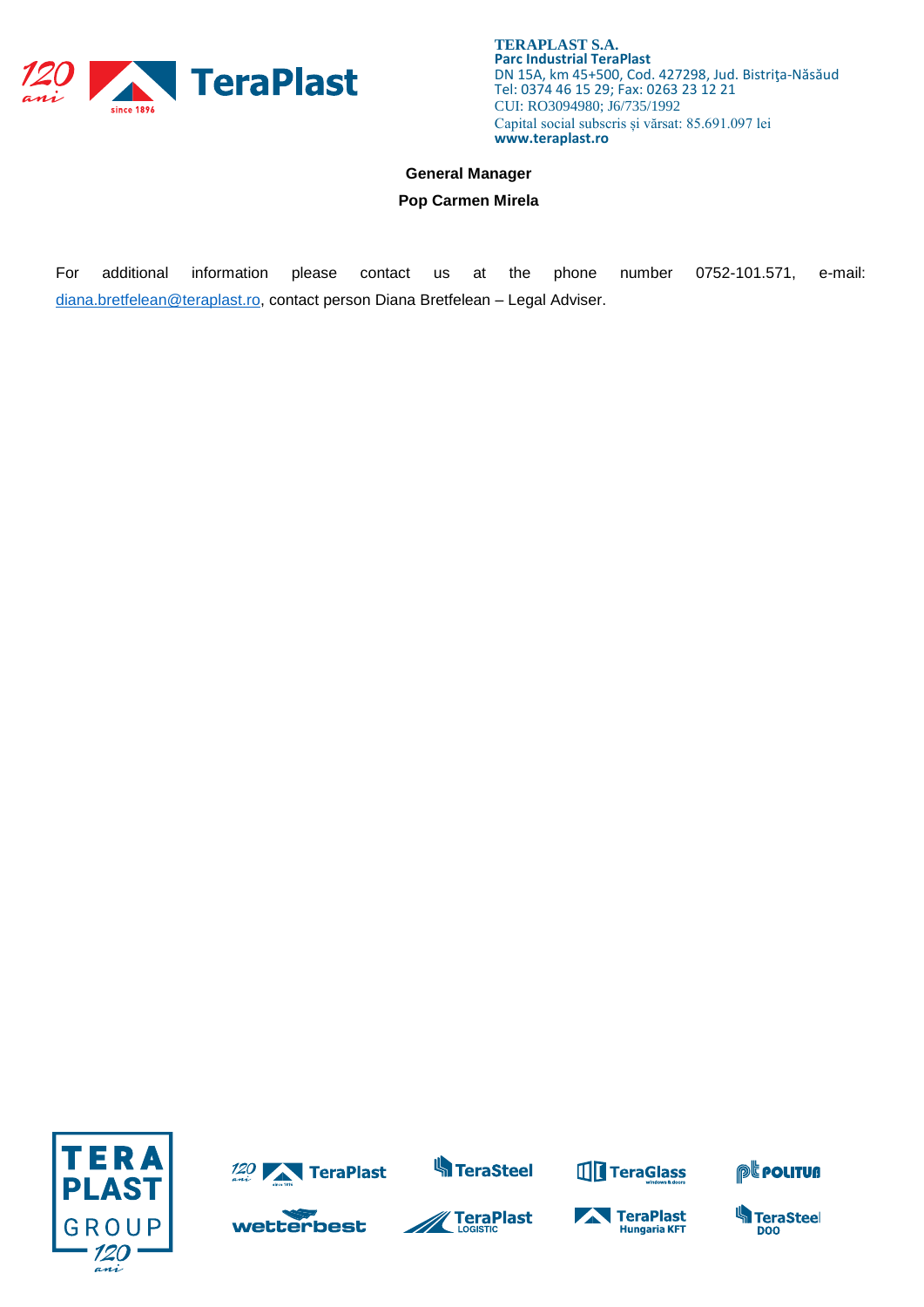**TERAPLAST S.A.**
**Parc Industrial TeraPlast**
DN 15A, km 45+500, Cod. 427298, Jud. Bistriţa-Năsăud
Tel: 0374 46 15 29; Fax: 0263 23 12 21
CUI: RO3094980; J6/735/1992
Capital social subscris şi vărsat: 85.691.097 lei
**www.teraplast.ro**

**General Manager**

**Pop Carmen Mirela**

For additional information please contact us at the phone number 0752-101.571, e-mail: diana.bretfelean@teraplast.ro, contact person Diana Bretfelean – Legal Adviser.